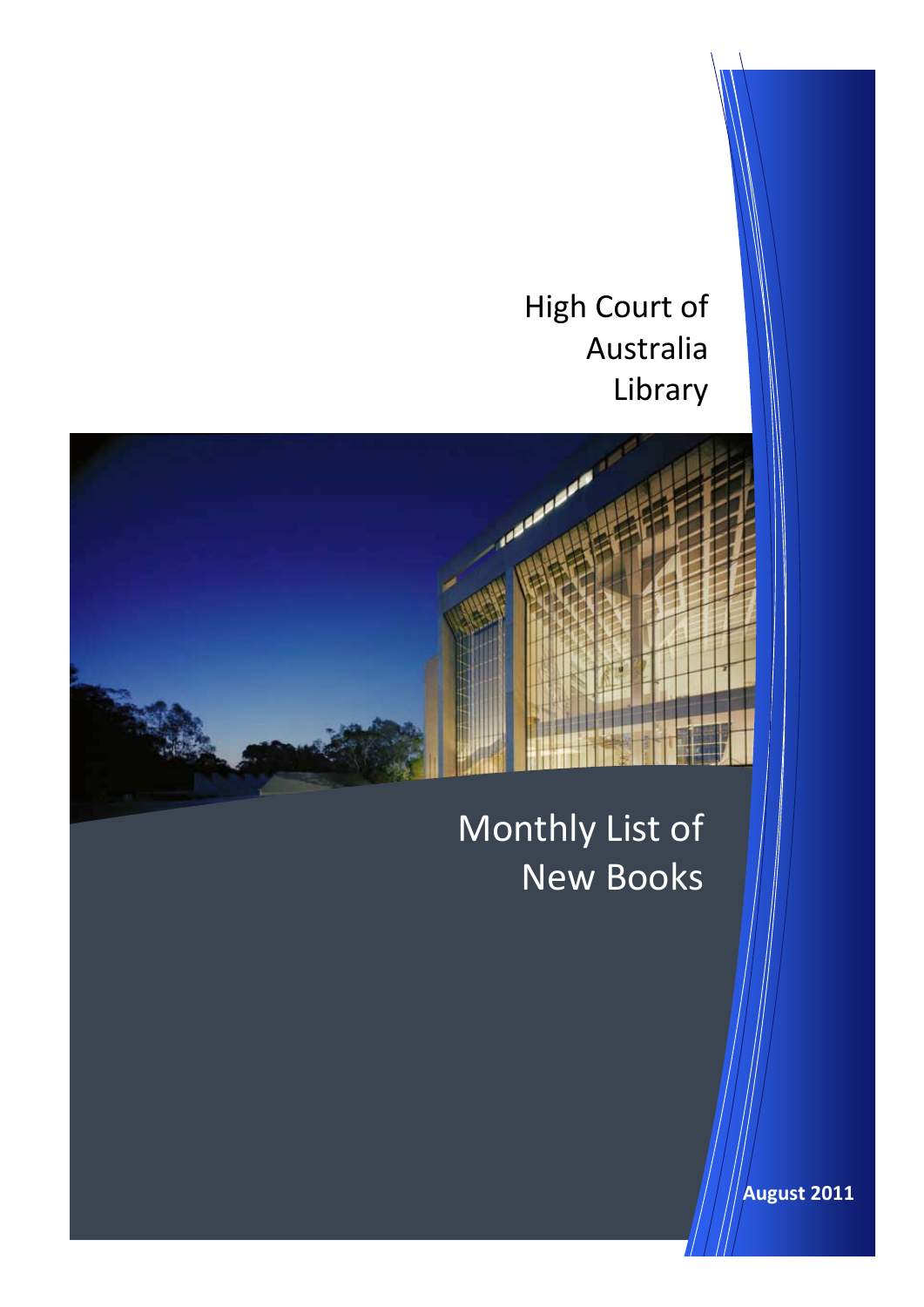# High Court of Australia Library

# Monthly List of New Books

**August 2011**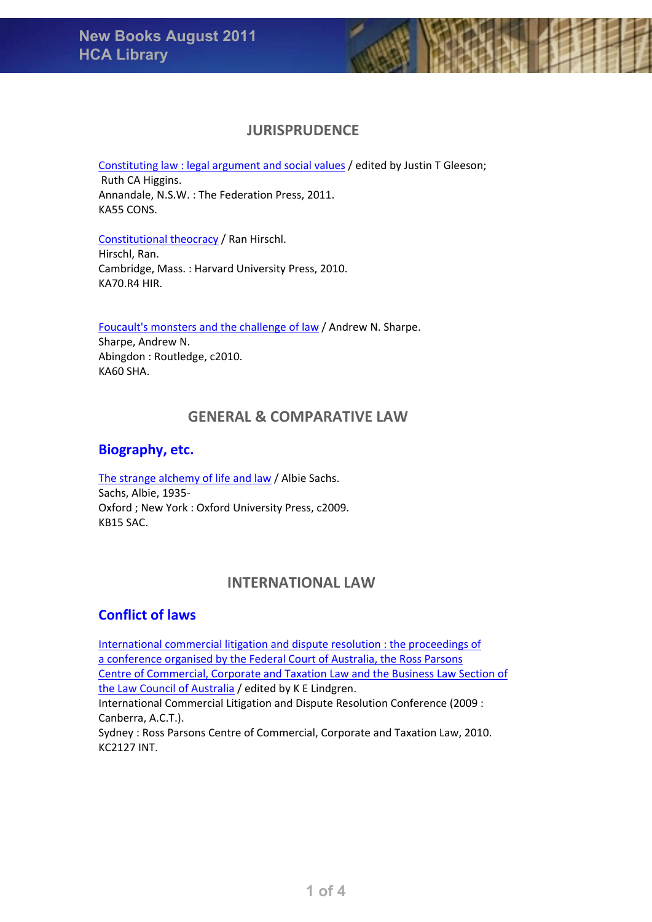## JURISPRUDENCE

Constituting law : legal argument and social values / edited by Justin T Gleeson; Ruth CA Higgins.
Annandale, N.S.W. : The Federation Press, 2011.
KA55 CONS.

Constitutional theocracy / Ran Hirschl.
Hirschl, Ran.
Cambridge, Mass. : Harvard University Press, 2010.
KA70.R4 HIR.

Foucault's monsters and the challenge of law / Andrew N. Sharpe.
Sharpe, Andrew N.
Abingdon : Routledge, c2010.
KA60 SHA.

## GENERAL & COMPARATIVE LAW

### Biography, etc.

The strange alchemy of life and law / Albie Sachs.
Sachs, Albie, 1935-
Oxford ; New York : Oxford University Press, c2009.
KB15 SAC.

## INTERNATIONAL LAW

### Conflict of laws

International commercial litigation and dispute resolution : the proceedings of a conference organised by the Federal Court of Australia, the Ross Parsons Centre of Commercial, Corporate and Taxation Law and the Business Law Section of the Law Council of Australia / edited by K E Lindgren.
International Commercial Litigation and Dispute Resolution Conference (2009 : Canberra, A.C.T.).
Sydney : Ross Parsons Centre of Commercial, Corporate and Taxation Law, 2010.
KC2127 INT.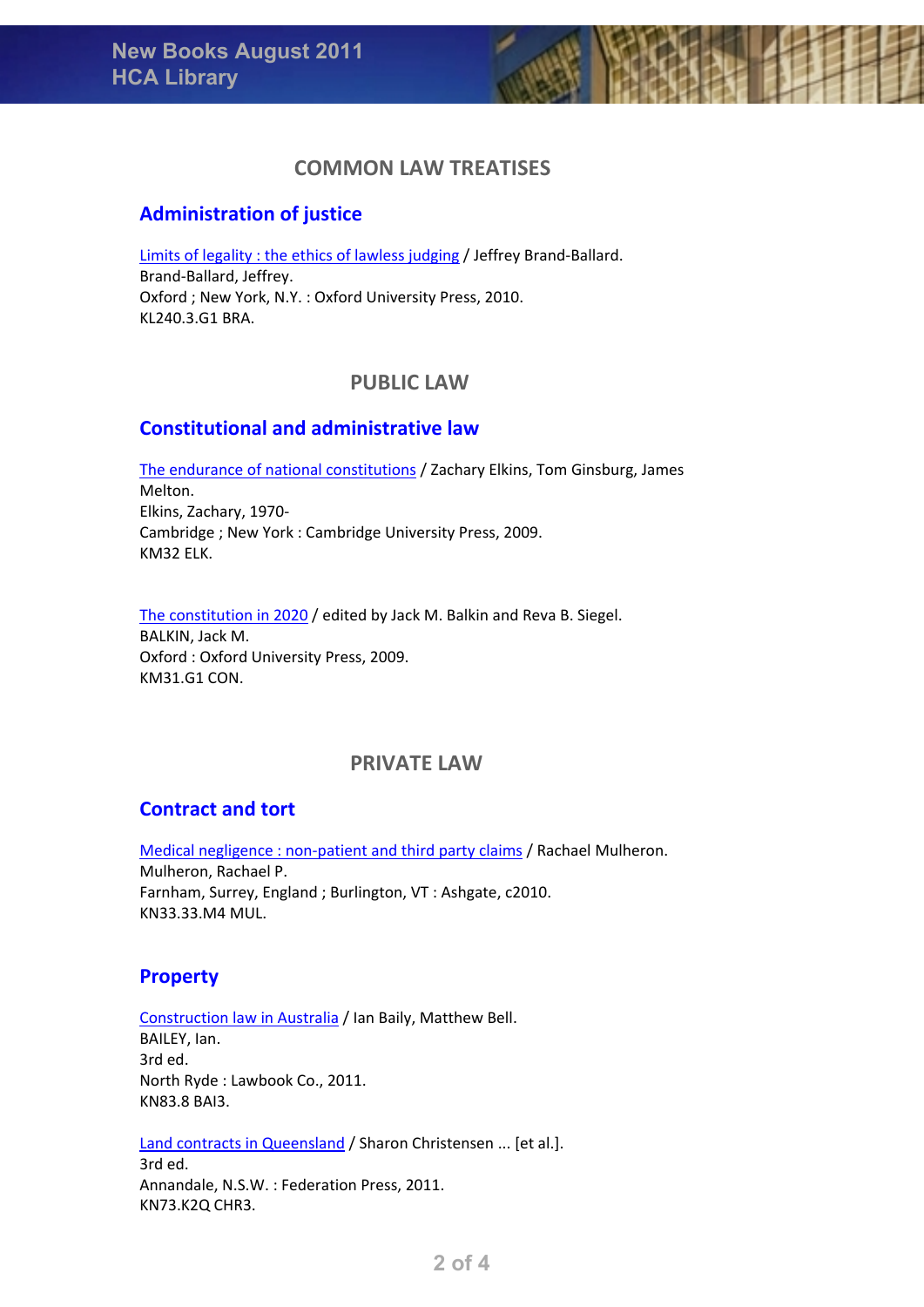## COMMON LAW TREATISES

### Administration of justice

[Limits of legality : the ethics of lawless judging] / Jeffrey Brand-Ballard.
Brand-Ballard, Jeffrey.
Oxford ; New York, N.Y. : Oxford University Press, 2010.
KL240.3.G1 BRA.

## PUBLIC LAW

### Constitutional and administrative law

[The endurance of national constitutions] / Zachary Elkins, Tom Ginsburg, James Melton.
Elkins, Zachary, 1970-
Cambridge ; New York : Cambridge University Press, 2009.
KM32 ELK.

[The constitution in 2020] / edited by Jack M. Balkin and Reva B. Siegel.
BALKIN, Jack M.
Oxford : Oxford University Press, 2009.
KM31.G1 CON.

## PRIVATE LAW

### Contract and tort

[Medical negligence : non-patient and third party claims] / Rachael Mulheron.
Mulheron, Rachael P.
Farnham, Surrey, England ; Burlington, VT : Ashgate, c2010.
KN33.33.M4 MUL.

### Property

[Construction law in Australia] / Ian Baily, Matthew Bell.
BAILEY, Ian.
3rd ed.
North Ryde : Lawbook Co., 2011.
KN83.8 BAI3.

[Land contracts in Queensland] / Sharon Christensen ... [et al.].
3rd ed.
Annandale, N.S.W. : Federation Press, 2011.
KN73.K2Q CHR3.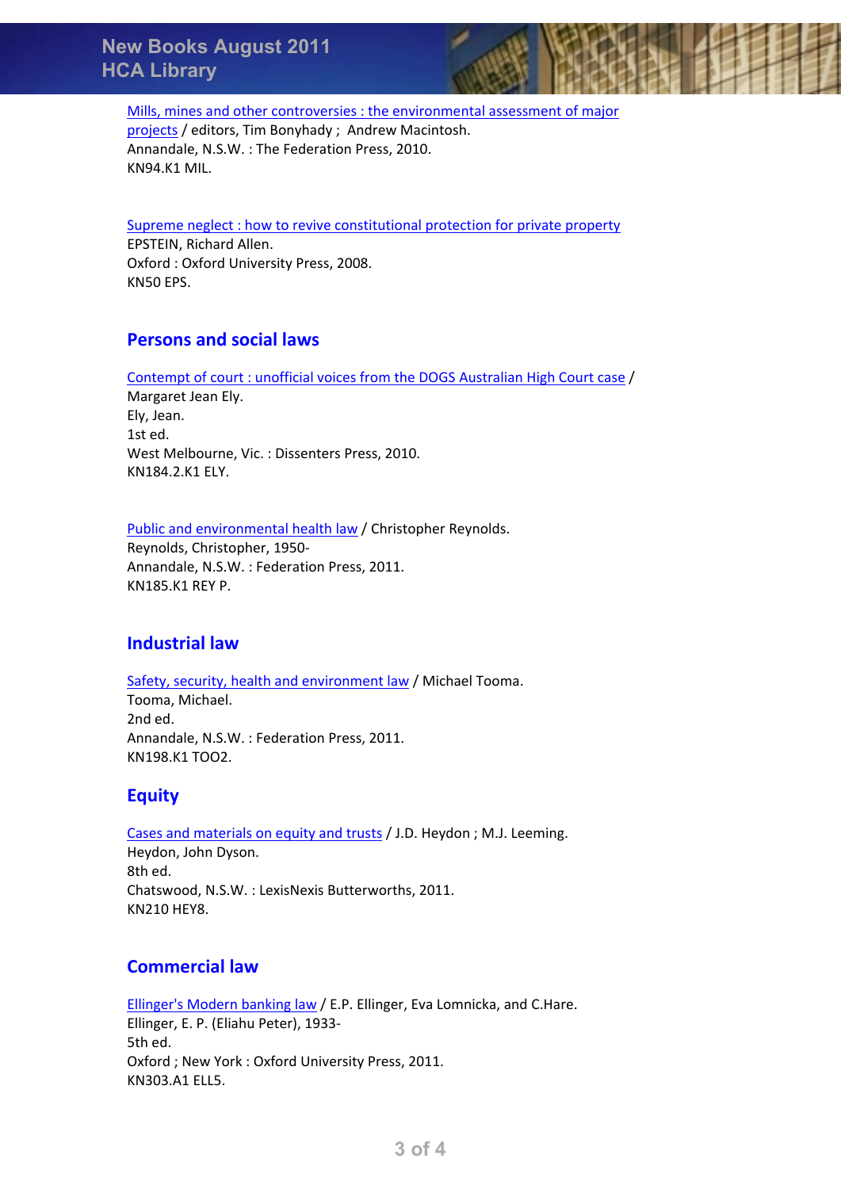Mills, mines and other controversies : the environmental assessment of major projects / editors, Tim Bonyhady ; Andrew Macintosh.
Annandale, N.S.W. : The Federation Press, 2010.
KN94.K1 MIL.

Supreme neglect : how to revive constitutional protection for private property
EPSTEIN, Richard Allen.
Oxford : Oxford University Press, 2008.
KN50 EPS.

## Persons and social laws

Contempt of court : unofficial voices from the DOGS Australian High Court case /
Margaret Jean Ely.
Ely, Jean.
1st ed.
West Melbourne, Vic. : Dissenters Press, 2010.
KN184.2.K1 ELY.

Public and environmental health law / Christopher Reynolds.
Reynolds, Christopher, 1950-
Annandale, N.S.W. : Federation Press, 2011.
KN185.K1 REY P.

## Industrial law

Safety, security, health and environment law / Michael Tooma.
Tooma, Michael.
2nd ed.
Annandale, N.S.W. : Federation Press, 2011.
KN198.K1 TOO2.

## Equity

Cases and materials on equity and trusts / J.D. Heydon ; M.J. Leeming.
Heydon, John Dyson.
8th ed.
Chatswood, N.S.W. : LexisNexis Butterworths, 2011.
KN210 HEY8.

## Commercial law

Ellinger's Modern banking law / E.P. Ellinger, Eva Lomnicka, and C.Hare.
Ellinger, E. P. (Eliahu Peter), 1933-
5th ed.
Oxford ; New York : Oxford University Press, 2011.
KN303.A1 ELL5.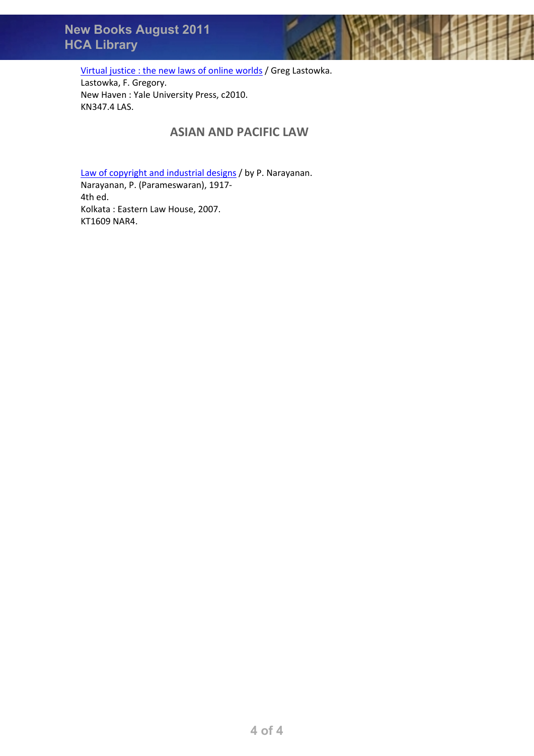[Virtual justice : the new laws of online worlds] / Greg Lastowka.
Lastowka, F. Gregory.
New Haven : Yale University Press, c2010.
KN347.4 LAS.

## ASIAN AND PACIFIC LAW

[Law of copyright and industrial designs] / by P. Narayanan.
Narayanan, P. (Parameswaran), 1917-
4th ed.
Kolkata : Eastern Law House, 2007.
KT1609 NAR4.